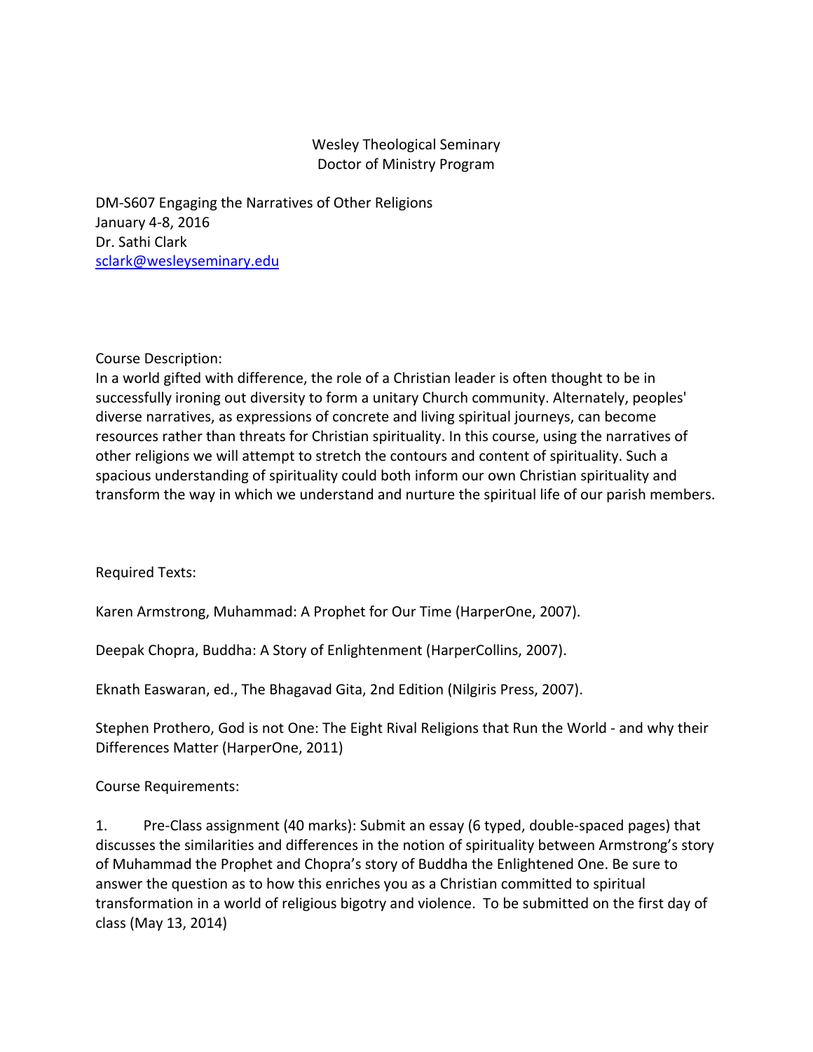Wesley Theological Seminary
Doctor of Ministry Program

DM-S607 Engaging the Narratives of Other Religions
January 4-8, 2016
Dr. Sathi Clark
sclark@wesleyseminary.edu

Course Description:
In a world gifted with difference, the role of a Christian leader is often thought to be in successfully ironing out diversity to form a unitary Church community. Alternately, peoples' diverse narratives, as expressions of concrete and living spiritual journeys, can become resources rather than threats for Christian spirituality. In this course, using the narratives of other religions we will attempt to stretch the contours and content of spirituality. Such a spacious understanding of spirituality could both inform our own Christian spirituality and transform the way in which we understand and nurture the spiritual life of our parish members.

Required Texts:

Karen Armstrong, Muhammad: A Prophet for Our Time (HarperOne, 2007).

Deepak Chopra, Buddha: A Story of Enlightenment (HarperCollins, 2007).

Eknath Easwaran, ed., The Bhagavad Gita, 2nd Edition (Nilgiris Press, 2007).

Stephen Prothero, God is not One: The Eight Rival Religions that Run the World - and why their Differences Matter (HarperOne, 2011)

Course Requirements:

1. Pre-Class assignment (40 marks): Submit an essay (6 typed, double-spaced pages) that discusses the similarities and differences in the notion of spirituality between Armstrong's story of Muhammad the Prophet and Chopra's story of Buddha the Enlightened One. Be sure to answer the question as to how this enriches you as a Christian committed to spiritual transformation in a world of religious bigotry and violence. To be submitted on the first day of class (May 13, 2014)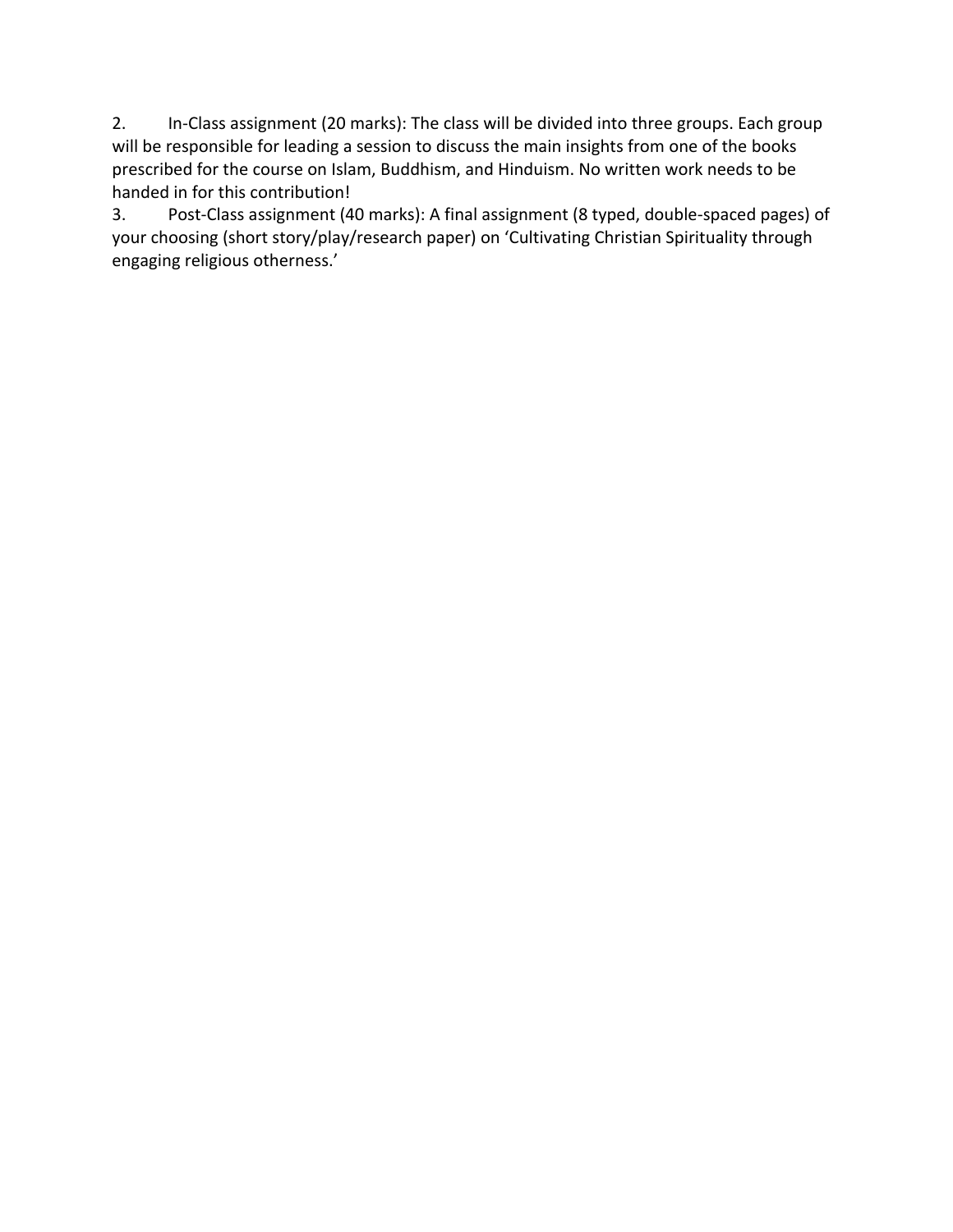2. In-Class assignment (20 marks): The class will be divided into three groups. Each group will be responsible for leading a session to discuss the main insights from one of the books prescribed for the course on Islam, Buddhism, and Hinduism. No written work needs to be handed in for this contribution!
3. Post-Class assignment (40 marks): A final assignment (8 typed, double-spaced pages) of your choosing (short story/play/research paper) on 'Cultivating Christian Spirituality through engaging religious otherness.'